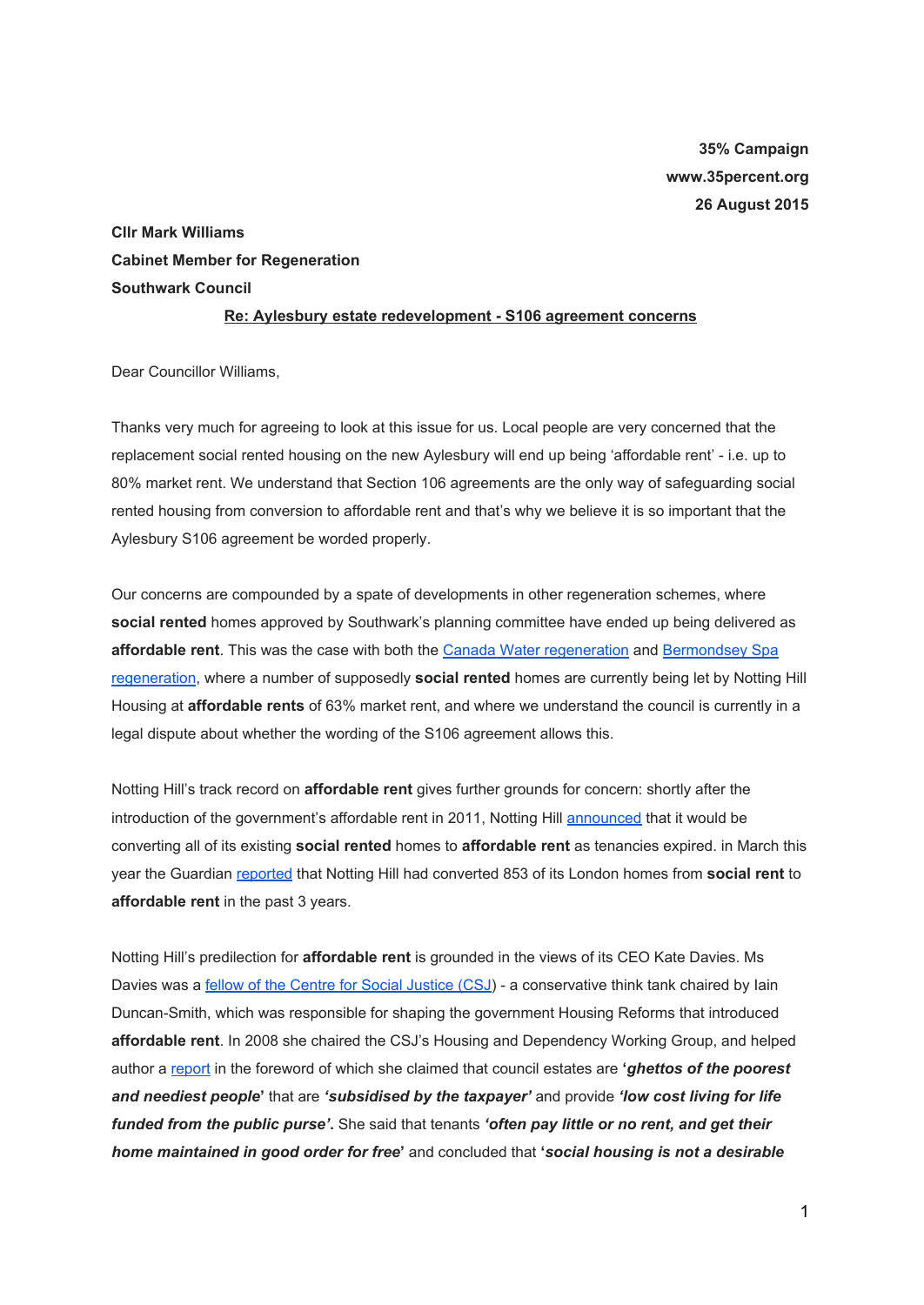**35% Campaign**
**www.35percent.org**
**26 August 2015**

**Cllr Mark Williams**
**Cabinet Member for Regeneration**
**Southwark Council**

**Re: Aylesbury estate redevelopment - S106 agreement concerns**

Dear Councillor Williams,

Thanks very much for agreeing to look at this issue for us. Local people are very concerned that the replacement social rented housing on the new Aylesbury will end up being 'affordable rent' - i.e. up to 80% market rent. We understand that Section 106 agreements are the only way of safeguarding social rented housing from conversion to affordable rent and that's why we believe it is so important that the Aylesbury S106 agreement be worded properly.

Our concerns are compounded by a spate of developments in other regeneration schemes, where **social rented** homes approved by Southwark's planning committee have ended up being delivered as **affordable rent**. This was the case with both the Canada Water regeneration and Bermondsey Spa regeneration, where a number of supposedly **social rented** homes are currently being let by Notting Hill Housing at **affordable rents** of 63% market rent, and where we understand the council is currently in a legal dispute about whether the wording of the S106 agreement allows this.

Notting Hill's track record on **affordable rent** gives further grounds for concern: shortly after the introduction of the government's affordable rent in 2011, Notting Hill announced that it would be converting all of its existing **social rented** homes to **affordable rent** as tenancies expired. in March this year the Guardian reported that Notting Hill had converted 853 of its London homes from **social rent** to **affordable rent** in the past 3 years.

Notting Hill's predilection for **affordable rent** is grounded in the views of its CEO Kate Davies. Ms Davies was a fellow of the Centre for Social Justice (CSJ) - a conservative think tank chaired by Iain Duncan-Smith, which was responsible for shaping the government Housing Reforms that introduced **affordable rent**. In 2008 she chaired the CSJ's Housing and Dependency Working Group, and helped author a report in the foreword of which she claimed that council estates are **'*ghettos of the poorest and neediest people*'** that are ***'subsidised by the taxpayer'*** and provide ***'low cost living for life funded from the public purse'***. She said that tenants ***'often pay little or no rent, and get their home maintained in good order for free'*** and concluded that **'*social housing is not a desirable*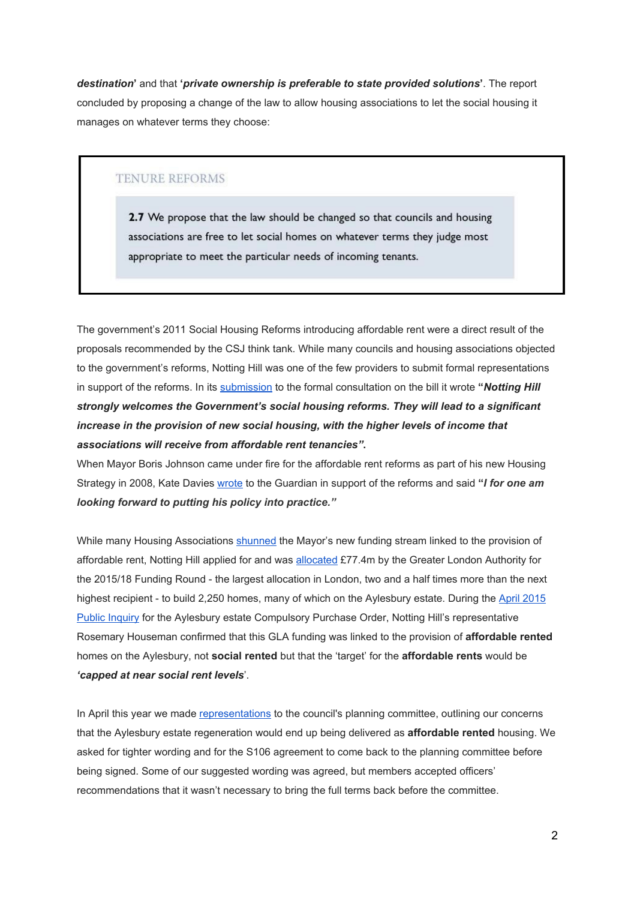***destination***' and that '***private ownership is preferable to state provided solutions***'. The report concluded by proposing a change of the law to allow housing associations to let the social housing it manages on whatever terms they choose:

> TENURE REFORMS
>
> **2.7** We propose that the law should be changed so that councils and housing associations are free to let social homes on whatever terms they judge most appropriate to meet the particular needs of incoming tenants.

The government's 2011 Social Housing Reforms introducing affordable rent were a direct result of the proposals recommended by the CSJ think tank. While many councils and housing associations objected to the government's reforms, Notting Hill was one of the few providers to submit formal representations in support of the reforms. In its submission to the formal consultation on the bill it wrote **"*Notting Hill strongly welcomes the Government's social housing reforms. They will lead to a significant increase in the provision of new social housing, with the higher levels of income that associations will receive from affordable rent tenancies*".**
When Mayor Boris Johnson came under fire for the affordable rent reforms as part of his new Housing Strategy in 2008, Kate Davies wrote to the Guardian in support of the reforms and said **"*I for one am looking forward to putting his policy into practice.*"**

While many Housing Associations shunned the Mayor's new funding stream linked to the provision of affordable rent, Notting Hill applied for and was allocated £77.4m by the Greater London Authority for the 2015/18 Funding Round - the largest allocation in London, two and a half times more than the next highest recipient - to build 2,250 homes, many of which on the Aylesbury estate. During the April 2015 Public Inquiry for the Aylesbury estate Compulsory Purchase Order, Notting Hill's representative Rosemary Houseman confirmed that this GLA funding was linked to the provision of **affordable rented** homes on the Aylesbury, not **social rented** but that the 'target' for the **affordable rents** would be ***'capped at near social rent levels***'.

In April this year we made representations to the council's planning committee, outlining our concerns that the Aylesbury estate regeneration would end up being delivered as **affordable rented** housing. We asked for tighter wording and for the S106 agreement to come back to the planning committee before being signed. Some of our suggested wording was agreed, but members accepted officers' recommendations that it wasn't necessary to bring the full terms back before the committee.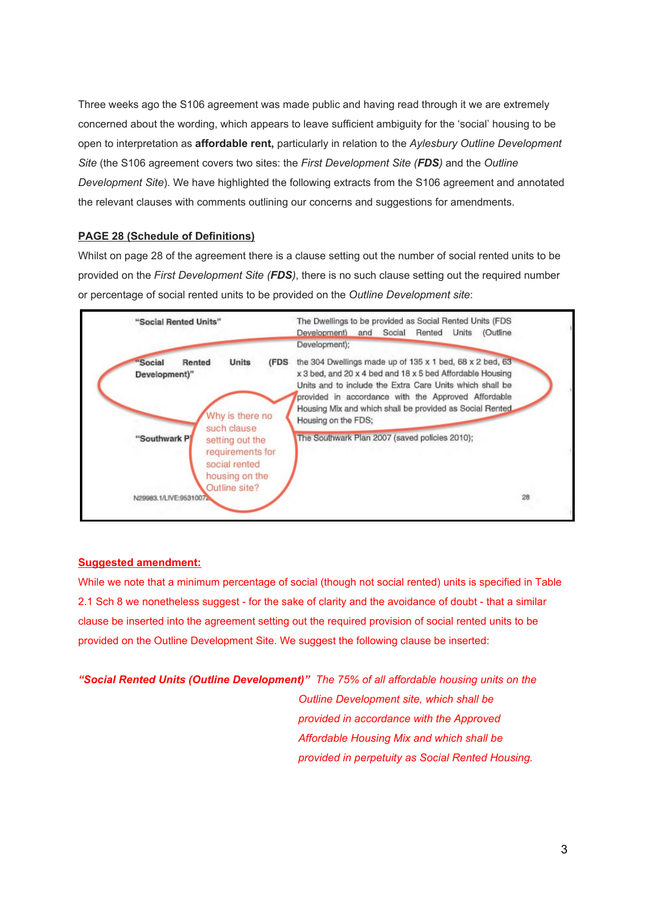Three weeks ago the S106 agreement was made public and having read through it we are extremely concerned about the wording, which appears to leave sufficient ambiguity for the 'social' housing to be open to interpretation as **affordable rent,** particularly in relation to the *Aylesbury Outline Development Site* (the S106 agreement covers two sites: the *First Development Site (**FDS**)* and the *Outline Development Site*). We have highlighted the following extracts from the S106 agreement and annotated the relevant clauses with comments outlining our concerns and suggestions for amendments.

**PAGE 28 (Schedule of Definitions)**

Whilst on page 28 of the agreement there is a clause setting out the number of social rented units to be provided on the *First Development Site (**FDS**)*, there is no such clause setting out the required number or percentage of social rented units to be provided on the *Outline Development site*:

| | |
|---|---|
| **"Social Rented Units"** | The Dwellings to be provided as Social Rented Units (FDS Development) and Social Rented Units (Outline Development); |
| **"Social Rented Units (FDS Development)"** | the 304 Dwellings made up of 135 x 1 bed, 68 x 2 bed, 63 x 3 bed, and 20 x 4 bed and 18 x 5 bed Affordable Housing Units and to include the Extra Care Units which shall be provided in accordance with the Approved Affordable Housing Mix and which shall be provided as Social Rented Housing on the FDS; |
| **"Southwark P[lan]"** | The Southwark Plan 2007 (saved policies 2010); |

Why is there no such clause setting out the requirements for social rented housing on the Outline site?

N29983.1/LIVE:9531007[...] 28

**Suggested amendment:**

While we note that a minimum percentage of social (though not social rented) units is specified in Table 2.1 Sch 8 we nonetheless suggest - for the sake of clarity and the avoidance of doubt - that a similar clause be inserted into the agreement setting out the required provision of social rented units to be provided on the Outline Development Site. We suggest the following clause be inserted:

***"Social Rented Units (Outline Development)"*** *The 75% of all affordable housing units on the Outline Development site, which shall be provided in accordance with the Approved Affordable Housing Mix and which shall be provided in perpetuity as Social Rented Housing.*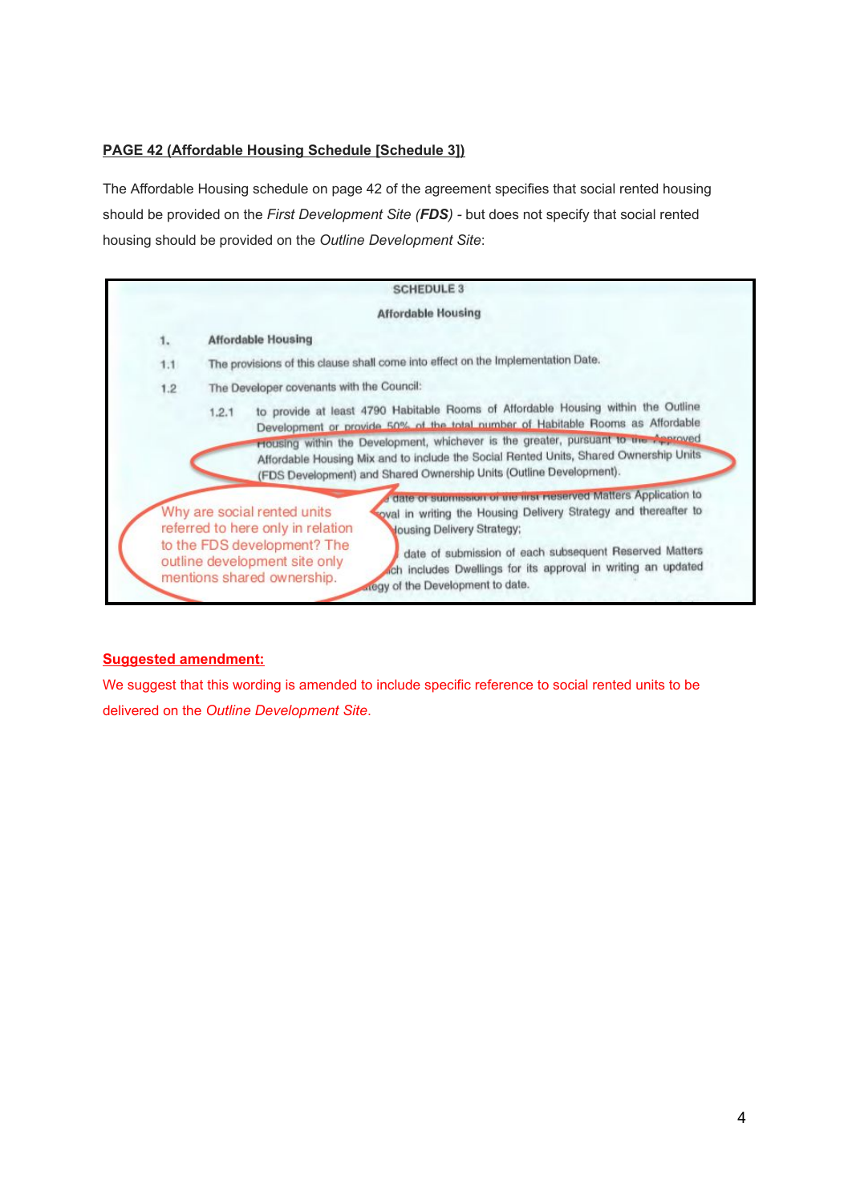**PAGE 42 (Affordable Housing Schedule [Schedule 3])**

The Affordable Housing schedule on page 42 of the agreement specifies that social rented housing should be provided on the *First Development Site (**FDS**)* - but does not specify that social rented housing should be provided on the *Outline Development Site*:

SCHEDULE 3

Affordable Housing

1. Affordable Housing

1.1 The provisions of this clause shall come into effect on the Implementation Date.

1.2 The Developer covenants with the Council:

1.2.1 to provide at least 4790 Habitable Rooms of Affordable Housing within the Outline Development or provide 50% of the total number of Habitable Rooms as Affordable Housing within the Development, whichever is the greater, pursuant to the Approved Affordable Housing Mix and to include the Social Rented Units, Shared Ownership Units (FDS Development) and Shared Ownership Units (Outline Development).

...date of submission of the first Reserved Matters Application to ...oval in writing the Housing Delivery Strategy and thereafter to ...Housing Delivery Strategy;

...date of submission of each subsequent Reserved Matters ...ich includes Dwellings for its approval in writing an updated ...tegy of the Development to date.

Why are social rented units referred to here only in relation to the FDS development? The outline development site only mentions shared ownership.

**Suggested amendment:**

We suggest that this wording is amended to include specific reference to social rented units to be delivered on the *Outline Development Site*.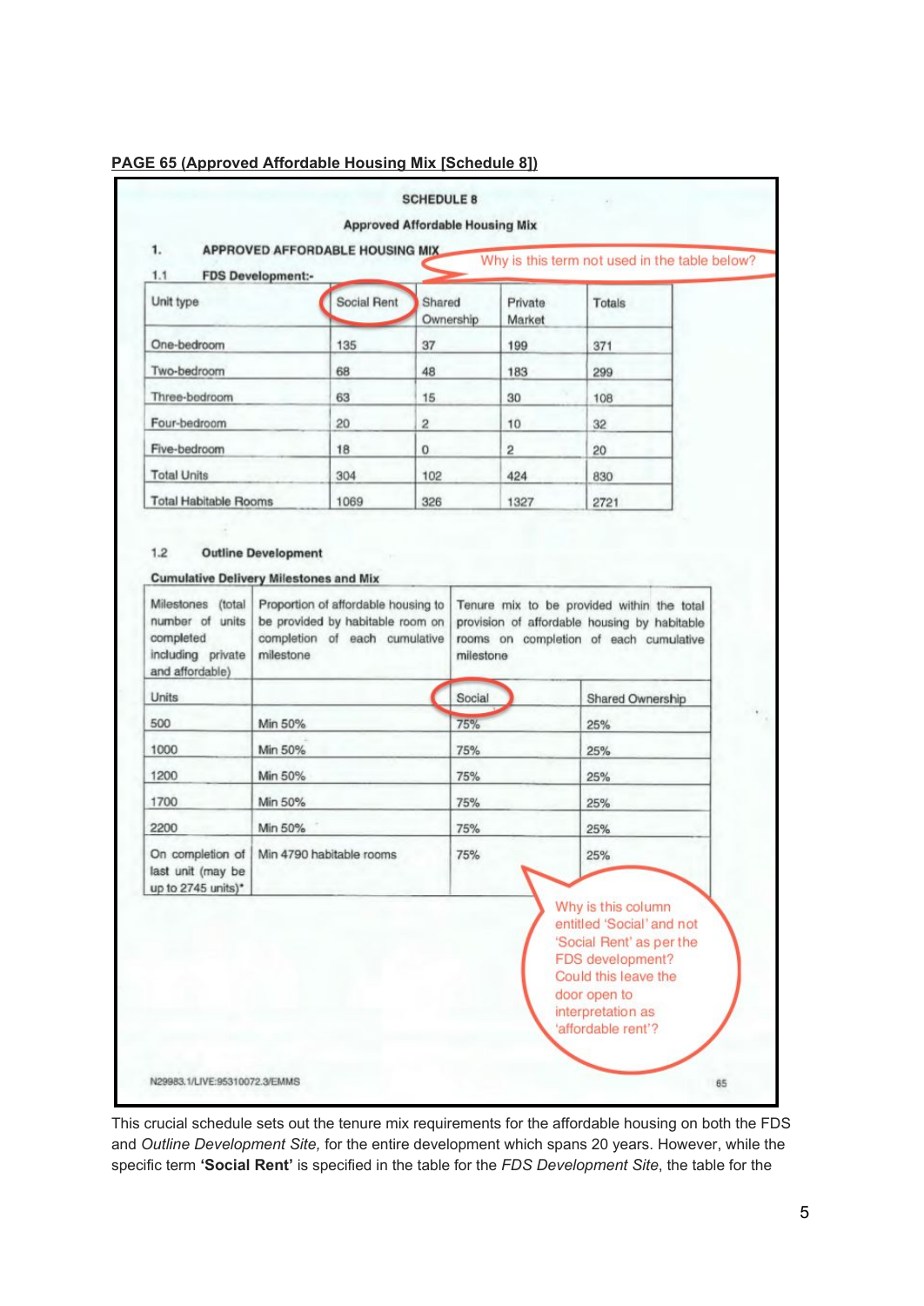**PAGE 65 (Approved Affordable Housing Mix [Schedule 8])**

SCHEDULE 8

Approved Affordable Housing Mix

1. APPROVED AFFORDABLE HOUSING MIX

Why is this term not used in the table below?

1.1 FDS Development:-

| Unit type | Social Rent | Shared Ownership | Private Market | Totals |
|---|---|---|---|---|
| One-bedroom | 135 | 37 | 199 | 371 |
| Two-bedroom | 68 | 48 | 183 | 299 |
| Three-bedroom | 63 | 15 | 30 | 108 |
| Four-bedroom | 20 | 2 | 10 | 32 |
| Five-bedroom | 18 | 0 | 2 | 20 |
| Total Units | 304 | 102 | 424 | 830 |
| Total Habitable Rooms | 1069 | 326 | 1327 | 2721 |

1.2 Outline Development

Cumulative Delivery Milestones and Mix

| Milestones (total number of units completed including private and affordable) | Proportion of affordable housing to be provided by habitable room on completion of each cumulative milestone | Tenure mix to be provided within the total provision of affordable housing by habitable rooms on completion of each cumulative milestone | |
|---|---|---|---|
| Units | | Social | Shared Ownership |
| 500 | Min 50% | 75% | 25% |
| 1000 | Min 50% | 75% | 25% |
| 1200 | Min 50% | 75% | 25% |
| 1700 | Min 50% | 75% | 25% |
| 2200 | Min 50% | 75% | 25% |
| On completion of last unit (may be up to 2745 units)* | Min 4790 habitable rooms | 75% | 25% |

Why is this column entitled 'Social' and not 'Social Rent' as per the FDS development? Could this leave the door open to interpretation as 'affordable rent'?

N29983.1/LIVE:95310072.3/EMMS

This crucial schedule sets out the tenure mix requirements for the affordable housing on both the FDS and *Outline Development Site,* for the entire development which spans 20 years. However, while the specific term **'Social Rent'** is specified in the table for the *FDS Development Site*, the table for the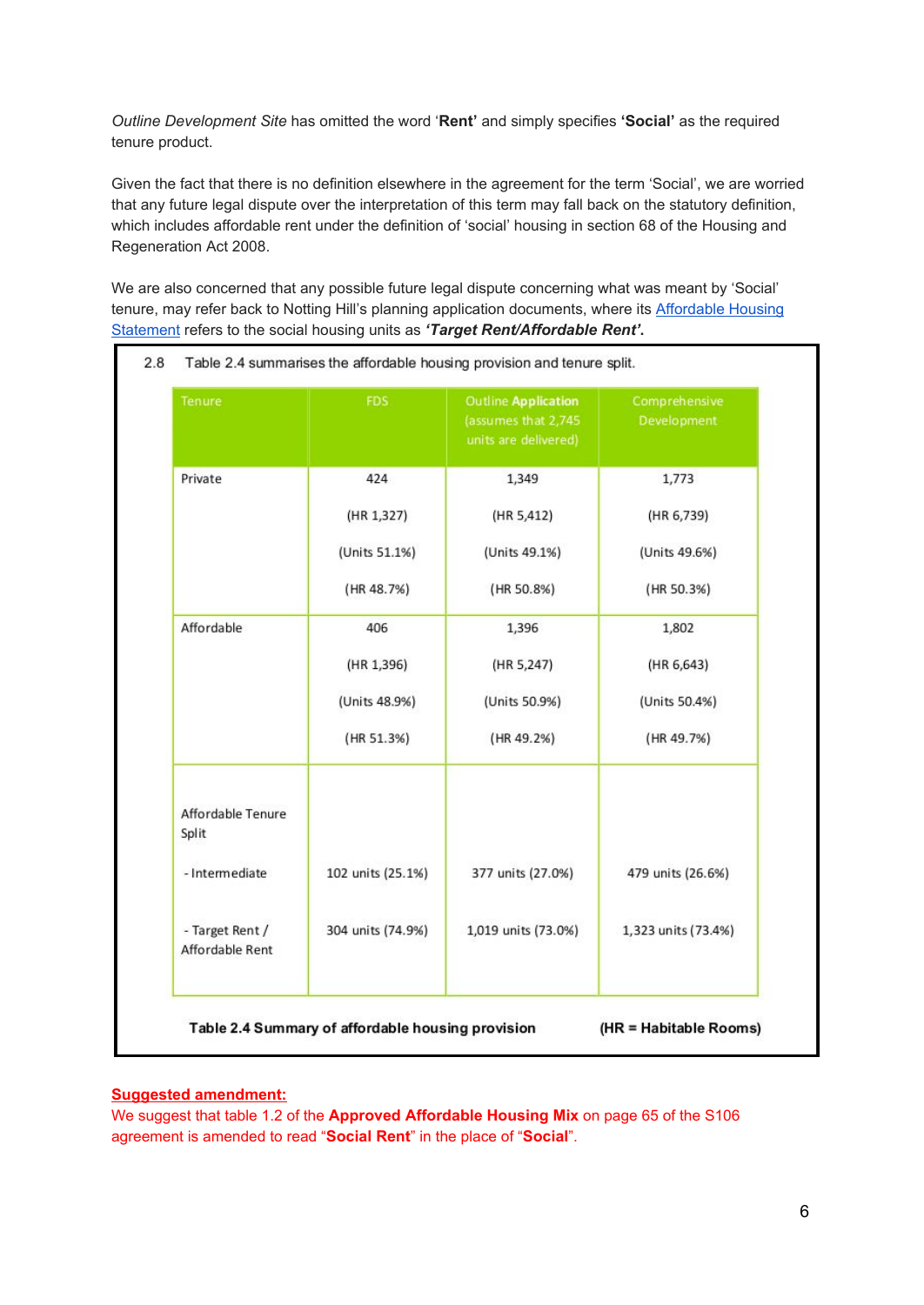*Outline Development Site* has omitted the word '**Rent'** and simply specifies **'Social'** as the required tenure product.

Given the fact that there is no definition elsewhere in the agreement for the term 'Social', we are worried that any future legal dispute over the interpretation of this term may fall back on the statutory definition, which includes affordable rent under the definition of 'social' housing in section 68 of the Housing and Regeneration Act 2008.

We are also concerned that any possible future legal dispute concerning what was meant by 'Social' tenure, may refer back to Notting Hill's planning application documents, where its Affordable Housing Statement refers to the social housing units as ***'Target Rent/Affordable Rent'.***

2.8 Table 2.4 summarises the affordable housing provision and tenure split.

| Tenure | FDS | Outline Application (assumes that 2,745 units are delivered) | Comprehensive Development |
|---|---|---|---|
| Private | 424<br>(HR 1,327)<br>(Units 51.1%)<br>(HR 48.7%) | 1,349<br>(HR 5,412)<br>(Units 49.1%)<br>(HR 50.8%) | 1,773<br>(HR 6,739)<br>(Units 49.6%)<br>(HR 50.3%) |
| Affordable | 406<br>(HR 1,396)<br>(Units 48.9%)<br>(HR 51.3%) | 1,396<br>(HR 5,247)<br>(Units 50.9%)<br>(HR 49.2%) | 1,802<br>(HR 6,643)<br>(Units 50.4%)<br>(HR 49.7%) |
| Affordable Tenure Split | | | |
| - Intermediate | 102 units (25.1%) | 377 units (27.0%) | 479 units (26.6%) |
| - Target Rent / Affordable Rent | 304 units (74.9%) | 1,019 units (73.0%) | 1,323 units (73.4%) |

**Table 2.4 Summary of affordable housing provision** **(HR = Habitable Rooms)**

**Suggested amendment:**

We suggest that table 1.2 of the **Approved Affordable Housing Mix** on page 65 of the S106 agreement is amended to read "**Social Rent**" in the place of "**Social**".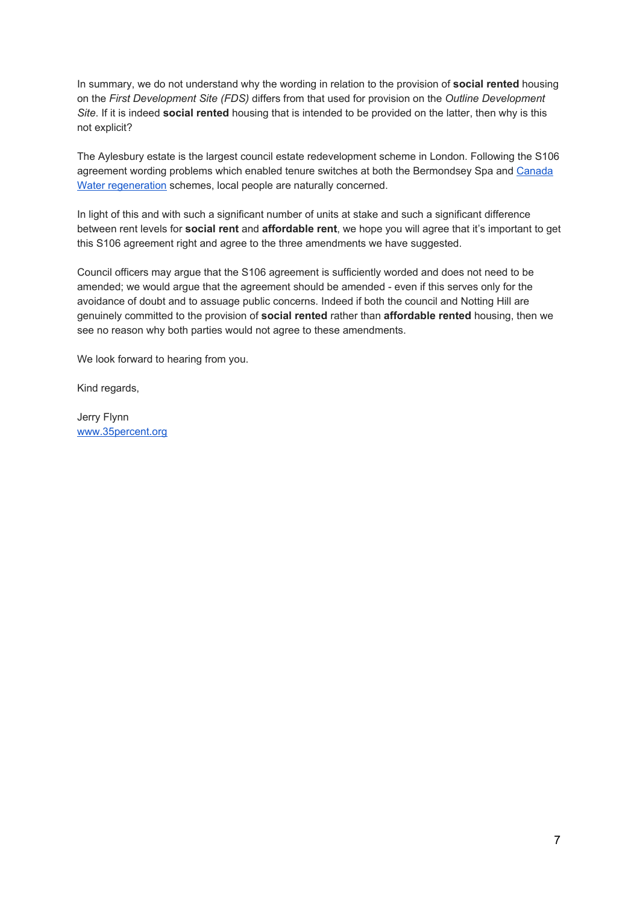In summary, we do not understand why the wording in relation to the provision of **social rented** housing on the *First Development Site (FDS)* differs from that used for provision on the *Outline Development Site*. If it is indeed **social rented** housing that is intended to be provided on the latter, then why is this not explicit?

The Aylesbury estate is the largest council estate redevelopment scheme in London. Following the S106 agreement wording problems which enabled tenure switches at both the Bermondsey Spa and [Canada Water regeneration]() schemes, local people are naturally concerned.

In light of this and with such a significant number of units at stake and such a significant difference between rent levels for **social rent** and **affordable rent**, we hope you will agree that it's important to get this S106 agreement right and agree to the three amendments we have suggested.

Council officers may argue that the S106 agreement is sufficiently worded and does not need to be amended; we would argue that the agreement should be amended - even if this serves only for the avoidance of doubt and to assuage public concerns. Indeed if both the council and Notting Hill are genuinely committed to the provision of **social rented** rather than **affordable rented** housing, then we see no reason why both parties would not agree to these amendments.

We look forward to hearing from you.

Kind regards,

Jerry Flynn
[www.35percent.org](http://www.35percent.org)